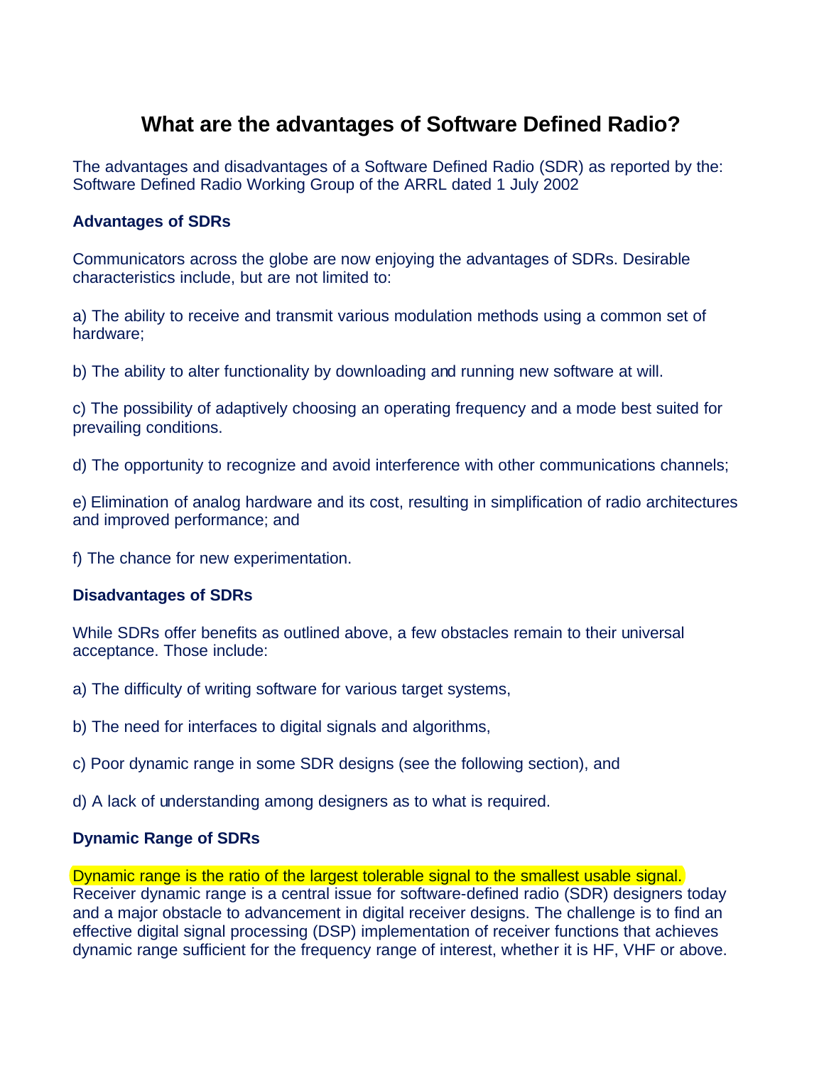# What are the advantages of Software Defined Radio?

The advantages and disadvantages of a Software Defined Radio (SDR) as reported by the: Software Defined Radio Working Group of the ARRL dated 1 July 2002

**Advantages of SDRs**

Communicators across the globe are now enjoying the advantages of SDRs. Desirable characteristics include, but are not limited to:

a) The ability to receive and transmit various modulation methods using a common set of hardware;

b) The ability to alter functionality by downloading and running new software at will.

c) The possibility of adaptively choosing an operating frequency and a mode best suited for prevailing conditions.

d) The opportunity to recognize and avoid interference with other communications channels;

e) Elimination of analog hardware and its cost, resulting in simplification of radio architectures and improved performance; and

f) The chance for new experimentation.

**Disadvantages of SDRs**

While SDRs offer benefits as outlined above, a few obstacles remain to their universal acceptance. Those include:

a) The difficulty of writing software for various target systems,

b) The need for interfaces to digital signals and algorithms,

c) Poor dynamic range in some SDR designs (see the following section), and

d) A lack of understanding among designers as to what is required.

**Dynamic Range of SDRs**

Dynamic range is the ratio of the largest tolerable signal to the smallest usable signal. Receiver dynamic range is a central issue for software-defined radio (SDR) designers today and a major obstacle to advancement in digital receiver designs. The challenge is to find an effective digital signal processing (DSP) implementation of receiver functions that achieves dynamic range sufficient for the frequency range of interest, whether it is HF, VHF or above.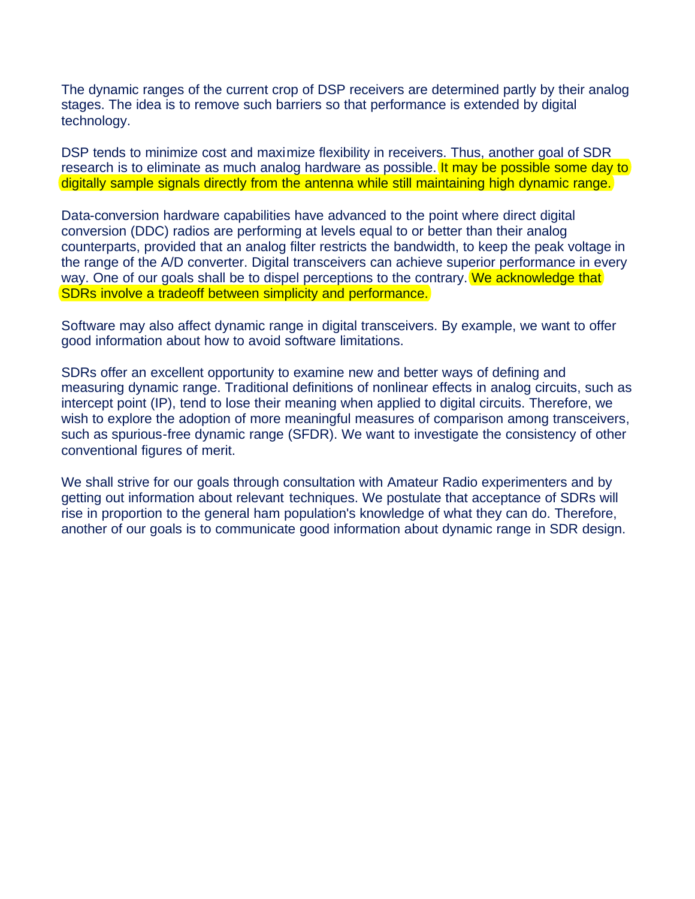The dynamic ranges of the current crop of DSP receivers are determined partly by their analog stages. The idea is to remove such barriers so that performance is extended by digital technology.

DSP tends to minimize cost and maximize flexibility in receivers. Thus, another goal of SDR research is to eliminate as much analog hardware as possible. It may be possible some day to digitally sample signals directly from the antenna while still maintaining high dynamic range.

Data-conversion hardware capabilities have advanced to the point where direct digital conversion (DDC) radios are performing at levels equal to or better than their analog counterparts, provided that an analog filter restricts the bandwidth, to keep the peak voltage in the range of the A/D converter. Digital transceivers can achieve superior performance in every way. One of our goals shall be to dispel perceptions to the contrary. We acknowledge that SDRs involve a tradeoff between simplicity and performance.

Software may also affect dynamic range in digital transceivers. By example, we want to offer good information about how to avoid software limitations.

SDRs offer an excellent opportunity to examine new and better ways of defining and measuring dynamic range. Traditional definitions of nonlinear effects in analog circuits, such as intercept point (IP), tend to lose their meaning when applied to digital circuits. Therefore, we wish to explore the adoption of more meaningful measures of comparison among transceivers, such as spurious-free dynamic range (SFDR). We want to investigate the consistency of other conventional figures of merit.

We shall strive for our goals through consultation with Amateur Radio experimenters and by getting out information about relevant techniques. We postulate that acceptance of SDRs will rise in proportion to the general ham population's knowledge of what they can do. Therefore, another of our goals is to communicate good information about dynamic range in SDR design.